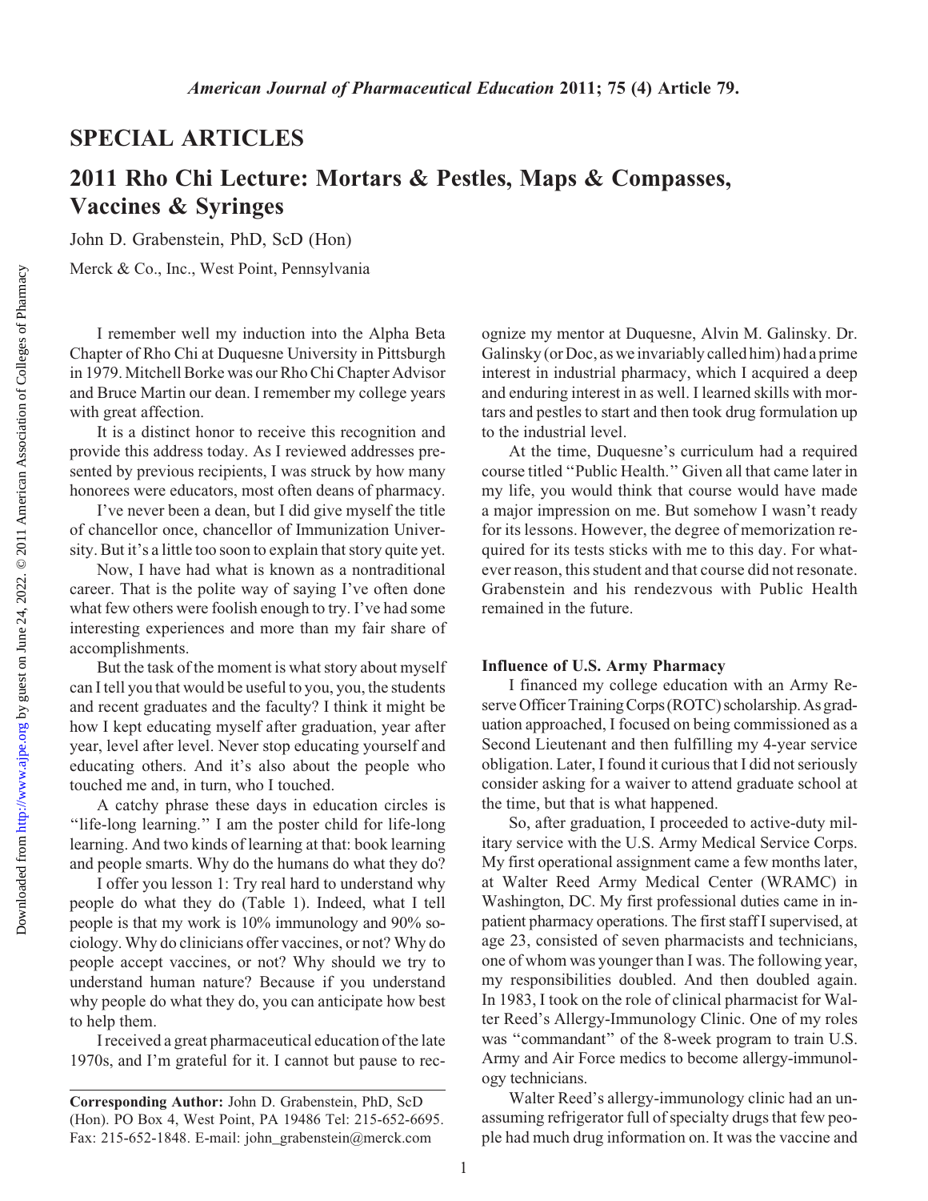## SPECIAL ARTICLES

# 2011 Rho Chi Lecture: Mortars & Pestles, Maps & Compasses, Vaccines & Syringes

John D. Grabenstein, PhD, ScD (Hon)

Merck & Co., Inc., West Point, Pennsylvania

I remember well my induction into the Alpha Beta Chapter of Rho Chi at Duquesne University in Pittsburgh in 1979. Mitchell Borke was our Rho Chi Chapter Advisor and Bruce Martin our dean. I remember my college years with great affection.

It is a distinct honor to receive this recognition and provide this address today. As I reviewed addresses presented by previous recipients, I was struck by how many honorees were educators, most often deans of pharmacy.

I've never been a dean, but I did give myself the title of chancellor once, chancellor of Immunization University. But it's a little too soon to explain that story quite yet.

Now, I have had what is known as a nontraditional career. That is the polite way of saying I've often done what few others were foolish enough to try. I've had some interesting experiences and more than my fair share of accomplishments.

But the task of the moment is what story about myself can I tell you that would be useful to you, you, the students and recent graduates and the faculty? I think it might be how I kept educating myself after graduation, year after year, level after level. Never stop educating yourself and educating others. And it's also about the people who touched me and, in turn, who I touched.

A catchy phrase these days in education circles is "life-long learning." I am the poster child for life-long learning. And two kinds of learning at that: book learning and people smarts. Why do the humans do what they do?

I offer you lesson 1: Try real hard to understand why people do what they do (Table 1). Indeed, what I tell people is that my work is 10% immunology and 90% sociology. Why do clinicians offer vaccines, or not? Why do people accept vaccines, or not? Why should we try to understand human nature? Because if you understand why people do what they do, you can anticipate how best to help them.

I received a great pharmaceutical education of the late 1970s, and I'm grateful for it. I cannot but pause to recognize my mentor at Duquesne, Alvin M. Galinsky. Dr. Galinsky (or Doc, as we invariably called him) had a prime interest in industrial pharmacy, which I acquired a deep and enduring interest in as well. I learned skills with mortars and pestles to start and then took drug formulation up to the industrial level.

At the time, Duquesne's curriculum had a required course titled "Public Health." Given all that came later in my life, you would think that course would have made a major impression on me. But somehow I wasn't ready for its lessons. However, the degree of memorization required for its tests sticks with me to this day. For whatever reason, this student and that course did not resonate. Grabenstein and his rendezvous with Public Health remained in the future.

### Influence of U.S. Army Pharmacy

I financed my college education with an Army Reserve Officer Training Corps (ROTC) scholarship. As graduation approached, I focused on being commissioned as a Second Lieutenant and then fulfilling my 4-year service obligation. Later, I found it curious that I did not seriously consider asking for a waiver to attend graduate school at the time, but that is what happened.

So, after graduation, I proceeded to active-duty military service with the U.S. Army Medical Service Corps. My first operational assignment came a few months later, at Walter Reed Army Medical Center (WRAMC) in Washington, DC. My first professional duties came in inpatient pharmacy operations. The first staff I supervised, at age 23, consisted of seven pharmacists and technicians, one of whom was younger than I was. The following year, my responsibilities doubled. And then doubled again. In 1983, I took on the role of clinical pharmacist for Walter Reed's Allergy-Immunology Clinic. One of my roles was "commandant" of the 8-week program to train U.S. Army and Air Force medics to become allergy-immunology technicians.

Walter Reed's allergy-immunology clinic had an unassuming refrigerator full of specialty drugs that few people had much drug information on. It was the vaccine and

**Corresponding Author:** John D. Grabenstein, PhD, ScD (Hon). PO Box 4, West Point, PA 19486 Tel: 215-652-6695. Fax: 215-652-1848. E-mail: john_grabenstein@merck.com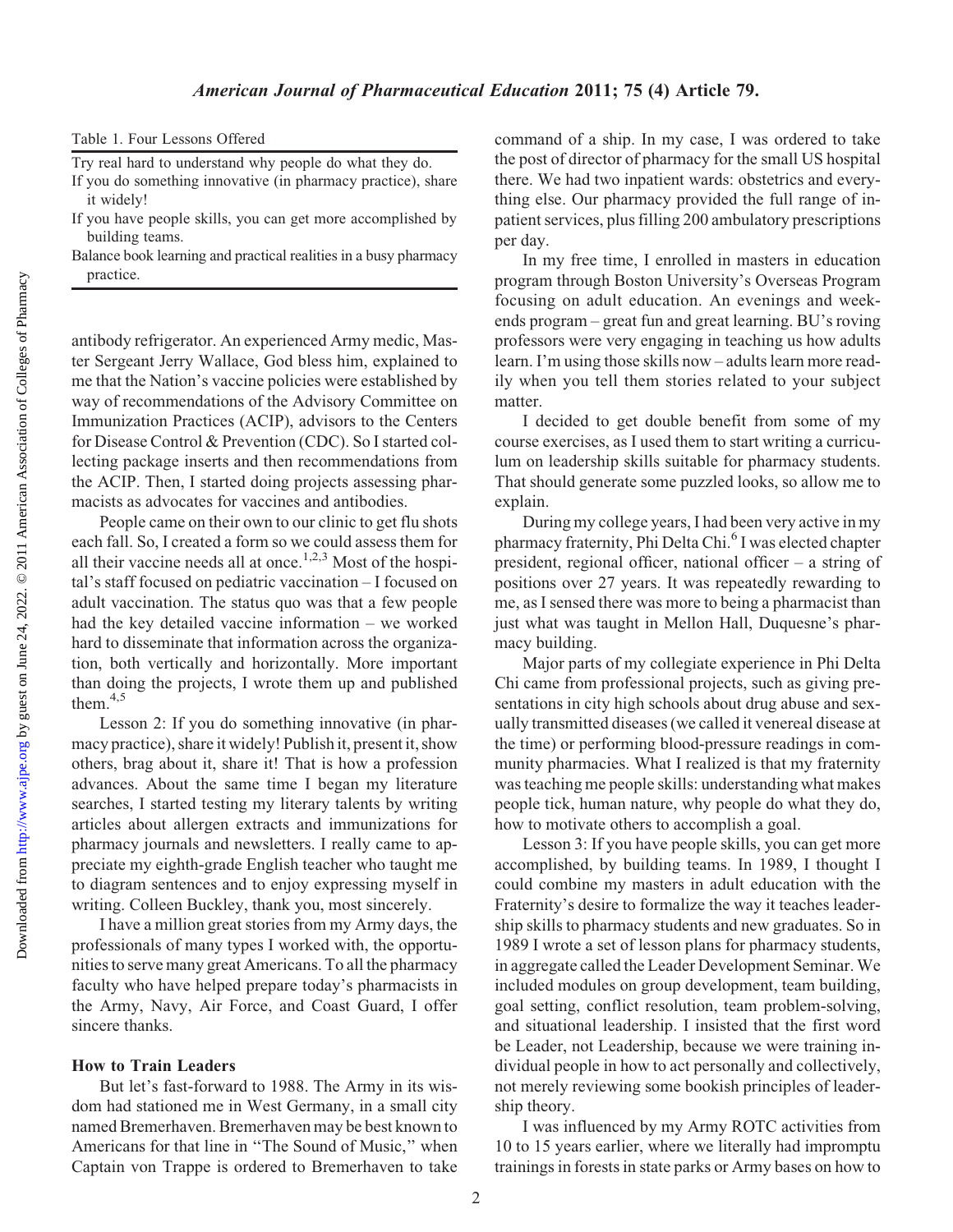Table 1. Four Lessons Offered

| |
|---|
| Try real hard to understand why people do what they do. |
| If you do something innovative (in pharmacy practice), share it widely! |
| If you have people skills, you can get more accomplished by building teams. |
| Balance book learning and practical realities in a busy pharmacy practice. |

antibody refrigerator. An experienced Army medic, Master Sergeant Jerry Wallace, God bless him, explained to me that the Nation's vaccine policies were established by way of recommendations of the Advisory Committee on Immunization Practices (ACIP), advisors to the Centers for Disease Control & Prevention (CDC). So I started collecting package inserts and then recommendations from the ACIP. Then, I started doing projects assessing pharmacists as advocates for vaccines and antibodies.

People came on their own to our clinic to get flu shots each fall. So, I created a form so we could assess them for all their vaccine needs all at once.[1,2,3] Most of the hospital's staff focused on pediatric vaccination – I focused on adult vaccination. The status quo was that a few people had the key detailed vaccine information – we worked hard to disseminate that information across the organization, both vertically and horizontally. More important than doing the projects, I wrote them up and published them.[4,5]

Lesson 2: If you do something innovative (in pharmacy practice), share it widely! Publish it, present it, show others, brag about it, share it! That is how a profession advances. About the same time I began my literature searches, I started testing my literary talents by writing articles about allergen extracts and immunizations for pharmacy journals and newsletters. I really came to appreciate my eighth-grade English teacher who taught me to diagram sentences and to enjoy expressing myself in writing. Colleen Buckley, thank you, most sincerely.

I have a million great stories from my Army days, the professionals of many types I worked with, the opportunities to serve many great Americans. To all the pharmacy faculty who have helped prepare today's pharmacists in the Army, Navy, Air Force, and Coast Guard, I offer sincere thanks.

## How to Train Leaders

But let's fast-forward to 1988. The Army in its wisdom had stationed me in West Germany, in a small city named Bremerhaven. Bremerhaven may be best known to Americans for that line in "The Sound of Music," when Captain von Trappe is ordered to Bremerhaven to take command of a ship. In my case, I was ordered to take the post of director of pharmacy for the small US hospital there. We had two inpatient wards: obstetrics and everything else. Our pharmacy provided the full range of inpatient services, plus filling 200 ambulatory prescriptions per day.

In my free time, I enrolled in masters in education program through Boston University's Overseas Program focusing on adult education. An evenings and weekends program – great fun and great learning. BU's roving professors were very engaging in teaching us how adults learn. I'm using those skills now – adults learn more readily when you tell them stories related to your subject matter.

I decided to get double benefit from some of my course exercises, as I used them to start writing a curriculum on leadership skills suitable for pharmacy students. That should generate some puzzled looks, so allow me to explain.

During my college years, I had been very active in my pharmacy fraternity, Phi Delta Chi.[6] I was elected chapter president, regional officer, national officer – a string of positions over 27 years. It was repeatedly rewarding to me, as I sensed there was more to being a pharmacist than just what was taught in Mellon Hall, Duquesne's pharmacy building.

Major parts of my collegiate experience in Phi Delta Chi came from professional projects, such as giving presentations in city high schools about drug abuse and sexually transmitted diseases (we called it venereal disease at the time) or performing blood-pressure readings in community pharmacies. What I realized is that my fraternity was teaching me people skills: understanding what makes people tick, human nature, why people do what they do, how to motivate others to accomplish a goal.

Lesson 3: If you have people skills, you can get more accomplished, by building teams. In 1989, I thought I could combine my masters in adult education with the Fraternity's desire to formalize the way it teaches leadership skills to pharmacy students and new graduates. So in 1989 I wrote a set of lesson plans for pharmacy students, in aggregate called the Leader Development Seminar. We included modules on group development, team building, goal setting, conflict resolution, team problem-solving, and situational leadership. I insisted that the first word be Leader, not Leadership, because we were training individual people in how to act personally and collectively, not merely reviewing some bookish principles of leadership theory.

I was influenced by my Army ROTC activities from 10 to 15 years earlier, where we literally had impromptu trainings in forests in state parks or Army bases on how to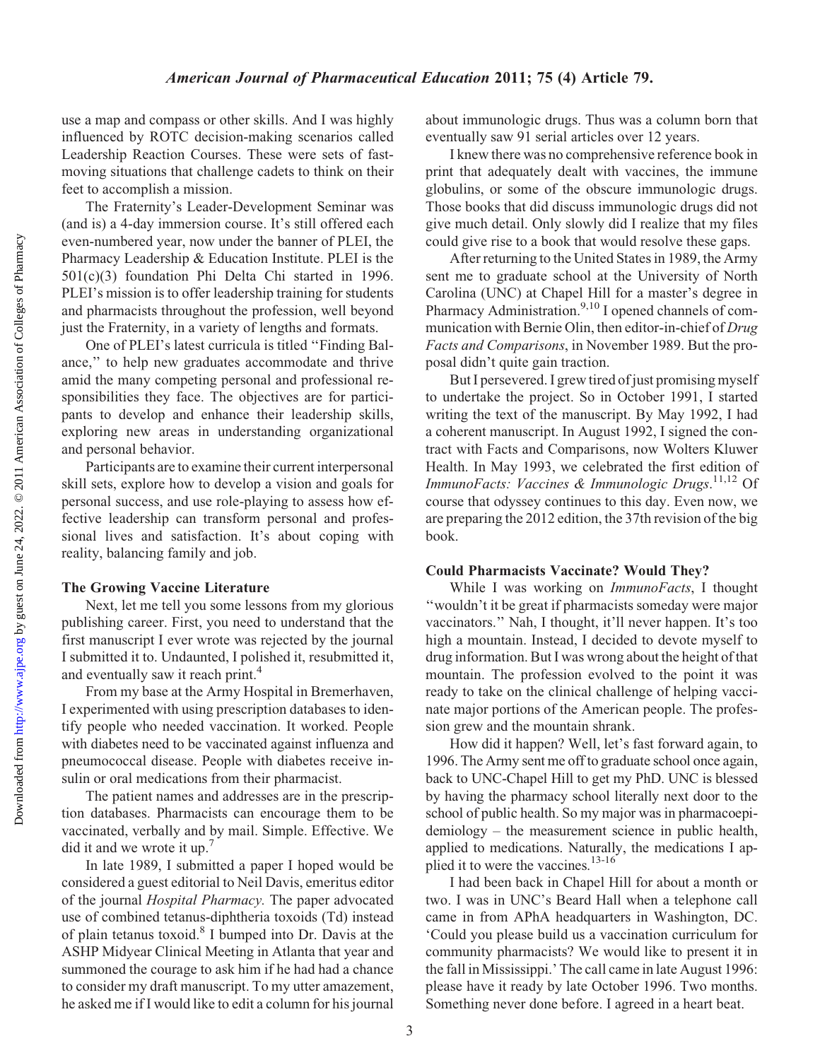use a map and compass or other skills. And I was highly influenced by ROTC decision-making scenarios called Leadership Reaction Courses. These were sets of fast-moving situations that challenge cadets to think on their feet to accomplish a mission.

The Fraternity's Leader-Development Seminar was (and is) a 4-day immersion course. It's still offered each even-numbered year, now under the banner of PLEI, the Pharmacy Leadership & Education Institute. PLEI is the 501(c)(3) foundation Phi Delta Chi started in 1996. PLEI's mission is to offer leadership training for students and pharmacists throughout the profession, well beyond just the Fraternity, in a variety of lengths and formats.

One of PLEI's latest curricula is titled "Finding Balance," to help new graduates accommodate and thrive amid the many competing personal and professional responsibilities they face. The objectives are for participants to develop and enhance their leadership skills, exploring new areas in understanding organizational and personal behavior.

Participants are to examine their current interpersonal skill sets, explore how to develop a vision and goals for personal success, and use role-playing to assess how effective leadership can transform personal and professional lives and satisfaction. It's about coping with reality, balancing family and job.

### The Growing Vaccine Literature

Next, let me tell you some lessons from my glorious publishing career. First, you need to understand that the first manuscript I ever wrote was rejected by the journal I submitted it to. Undaunted, I polished it, resubmitted it, and eventually saw it reach print.[4]

From my base at the Army Hospital in Bremerhaven, I experimented with using prescription databases to identify people who needed vaccination. It worked. People with diabetes need to be vaccinated against influenza and pneumococcal disease. People with diabetes receive insulin or oral medications from their pharmacist.

The patient names and addresses are in the prescription databases. Pharmacists can encourage them to be vaccinated, verbally and by mail. Simple. Effective. We did it and we wrote it up.[7]

In late 1989, I submitted a paper I hoped would be considered a guest editorial to Neil Davis, emeritus editor of the journal *Hospital Pharmacy.* The paper advocated use of combined tetanus-diphtheria toxoids (Td) instead of plain tetanus toxoid.[8] I bumped into Dr. Davis at the ASHP Midyear Clinical Meeting in Atlanta that year and summoned the courage to ask him if he had had a chance to consider my draft manuscript. To my utter amazement, he asked me if I would like to edit a column for his journal about immunologic drugs. Thus was a column born that eventually saw 91 serial articles over 12 years.

I knew there was no comprehensive reference book in print that adequately dealt with vaccines, the immune globulins, or some of the obscure immunologic drugs. Those books that did discuss immunologic drugs did not give much detail. Only slowly did I realize that my files could give rise to a book that would resolve these gaps.

After returning to the United States in 1989, the Army sent me to graduate school at the University of North Carolina (UNC) at Chapel Hill for a master's degree in Pharmacy Administration.[9,10] I opened channels of communication with Bernie Olin, then editor-in-chief of *Drug Facts and Comparisons*, in November 1989. But the proposal didn't quite gain traction.

But I persevered. I grew tired of just promising myself to undertake the project. So in October 1991, I started writing the text of the manuscript. By May 1992, I had a coherent manuscript. In August 1992, I signed the contract with Facts and Comparisons, now Wolters Kluwer Health. In May 1993, we celebrated the first edition of *ImmunoFacts: Vaccines & Immunologic Drugs*.[11,12] Of course that odyssey continues to this day. Even now, we are preparing the 2012 edition, the 37th revision of the big book.

### Could Pharmacists Vaccinate? Would They?

While I was working on *ImmunoFacts*, I thought "wouldn't it be great if pharmacists someday were major vaccinators." Nah, I thought, it'll never happen. It's too high a mountain. Instead, I decided to devote myself to drug information. But I was wrong about the height of that mountain. The profession evolved to the point it was ready to take on the clinical challenge of helping vaccinate major portions of the American people. The profession grew and the mountain shrank.

How did it happen? Well, let's fast forward again, to 1996. The Army sent me off to graduate school once again, back to UNC-Chapel Hill to get my PhD. UNC is blessed by having the pharmacy school literally next door to the school of public health. So my major was in pharmacoepidemiology – the measurement science in public health, applied to medications. Naturally, the medications I applied it to were the vaccines.[13-16]

I had been back in Chapel Hill for about a month or two. I was in UNC's Beard Hall when a telephone call came in from APhA headquarters in Washington, DC. 'Could you please build us a vaccination curriculum for community pharmacists? We would like to present it in the fall in Mississippi.' The call came in late August 1996: please have it ready by late October 1996. Two months. Something never done before. I agreed in a heart beat.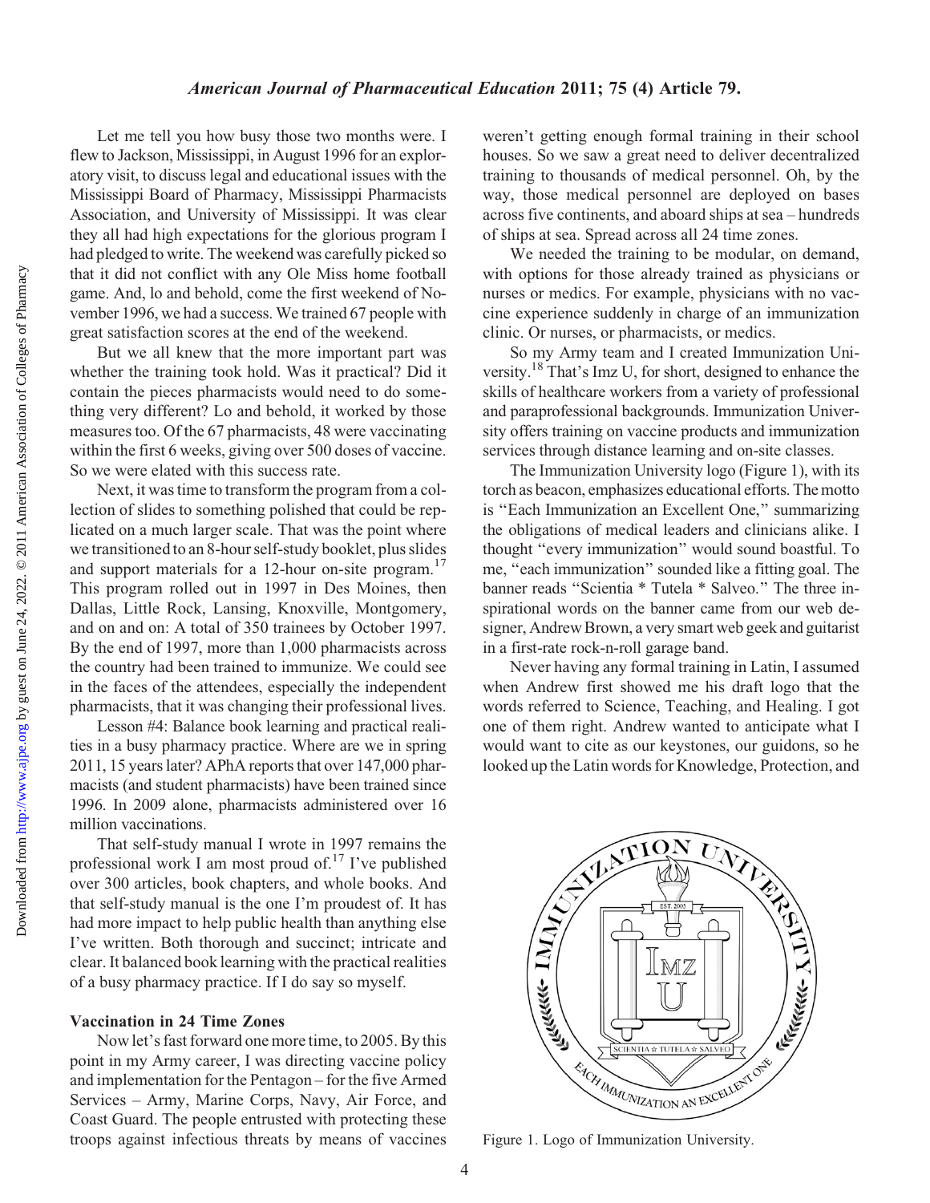Let me tell you how busy those two months were. I flew to Jackson, Mississippi, in August 1996 for an exploratory visit, to discuss legal and educational issues with the Mississippi Board of Pharmacy, Mississippi Pharmacists Association, and University of Mississippi. It was clear they all had high expectations for the glorious program I had pledged to write. The weekend was carefully picked so that it did not conflict with any Ole Miss home football game. And, lo and behold, come the first weekend of November 1996, we had a success. We trained 67 people with great satisfaction scores at the end of the weekend.

But we all knew that the more important part was whether the training took hold. Was it practical? Did it contain the pieces pharmacists would need to do something very different? Lo and behold, it worked by those measures too. Of the 67 pharmacists, 48 were vaccinating within the first 6 weeks, giving over 500 doses of vaccine. So we were elated with this success rate.

Next, it was time to transform the program from a collection of slides to something polished that could be replicated on a much larger scale. That was the point where we transitioned to an 8-hour self-study booklet, plus slides and support materials for a 12-hour on-site program.[17] This program rolled out in 1997 in Des Moines, then Dallas, Little Rock, Lansing, Knoxville, Montgomery, and on and on: A total of 350 trainees by October 1997. By the end of 1997, more than 1,000 pharmacists across the country had been trained to immunize. We could see in the faces of the attendees, especially the independent pharmacists, that it was changing their professional lives.

Lesson #4: Balance book learning and practical realities in a busy pharmacy practice. Where are we in spring 2011, 15 years later? APhA reports that over 147,000 pharmacists (and student pharmacists) have been trained since 1996. In 2009 alone, pharmacists administered over 16 million vaccinations.

That self-study manual I wrote in 1997 remains the professional work I am most proud of.[17] I've published over 300 articles, book chapters, and whole books. And that self-study manual is the one I'm proudest of. It has had more impact to help public health than anything else I've written. Both thorough and succinct; intricate and clear. It balanced book learning with the practical realities of a busy pharmacy practice. If I do say so myself.

### Vaccination in 24 Time Zones

Now let's fast forward one more time, to 2005. By this point in my Army career, I was directing vaccine policy and implementation for the Pentagon – for the five Armed Services – Army, Marine Corps, Navy, Air Force, and Coast Guard. The people entrusted with protecting these troops against infectious threats by means of vaccines weren't getting enough formal training in their school houses. So we saw a great need to deliver decentralized training to thousands of medical personnel. Oh, by the way, those medical personnel are deployed on bases across five continents, and aboard ships at sea – hundreds of ships at sea. Spread across all 24 time zones.

We needed the training to be modular, on demand, with options for those already trained as physicians or nurses or medics. For example, physicians with no vaccine experience suddenly in charge of an immunization clinic. Or nurses, or pharmacists, or medics.

So my Army team and I created Immunization University.[18] That's Imz U, for short, designed to enhance the skills of healthcare workers from a variety of professional and paraprofessional backgrounds. Immunization University offers training on vaccine products and immunization services through distance learning and on-site classes.

The Immunization University logo (Figure 1), with its torch as beacon, emphasizes educational efforts. The motto is "Each Immunization an Excellent One," summarizing the obligations of medical leaders and clinicians alike. I thought "every immunization" would sound boastful. To me, "each immunization" sounded like a fitting goal. The banner reads "Scientia * Tutela * Salveo." The three inspirational words on the banner came from our web designer, Andrew Brown, a very smart web geek and guitarist in a first-rate rock-n-roll garage band.

Never having any formal training in Latin, I assumed when Andrew first showed me his draft logo that the words referred to Science, Teaching, and Healing. I got one of them right. Andrew wanted to anticipate what I would want to cite as our keystones, our guidons, so he looked up the Latin words for Knowledge, Protection, and

Figure 1. Logo of Immunization University.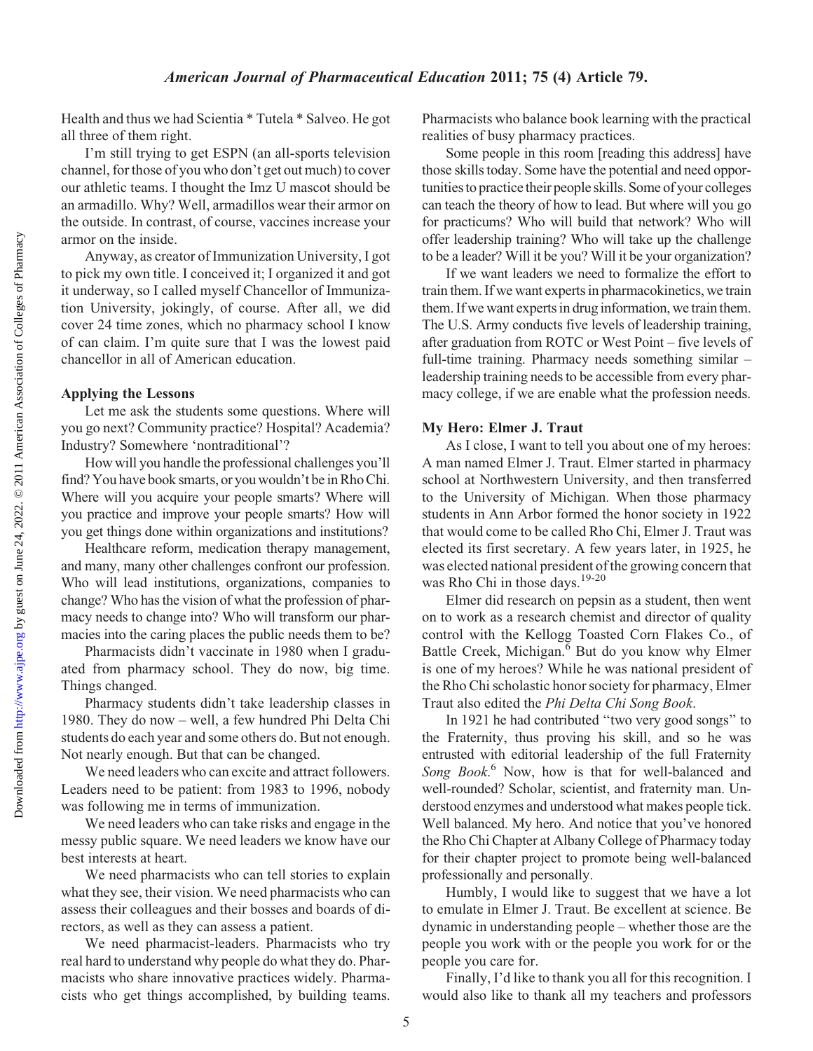Health and thus we had Scientia * Tutela * Salveo. He got all three of them right.

I'm still trying to get ESPN (an all-sports television channel, for those of you who don't get out much) to cover our athletic teams. I thought the Imz U mascot should be an armadillo. Why? Well, armadillos wear their armor on the outside. In contrast, of course, vaccines increase your armor on the inside.

Anyway, as creator of Immunization University, I got to pick my own title. I conceived it; I organized it and got it underway, so I called myself Chancellor of Immunization University, jokingly, of course. After all, we did cover 24 time zones, which no pharmacy school I know of can claim. I'm quite sure that I was the lowest paid chancellor in all of American education.

### Applying the Lessons

Let me ask the students some questions. Where will you go next? Community practice? Hospital? Academia? Industry? Somewhere 'nontraditional'?

How will you handle the professional challenges you'll find? You have book smarts, or you wouldn't be in Rho Chi. Where will you acquire your people smarts? Where will you practice and improve your people smarts? How will you get things done within organizations and institutions?

Healthcare reform, medication therapy management, and many, many other challenges confront our profession. Who will lead institutions, organizations, companies to change? Who has the vision of what the profession of pharmacy needs to change into? Who will transform our pharmacies into the caring places the public needs them to be?

Pharmacists didn't vaccinate in 1980 when I graduated from pharmacy school. They do now, big time. Things changed.

Pharmacy students didn't take leadership classes in 1980. They do now – well, a few hundred Phi Delta Chi students do each year and some others do. But not enough. Not nearly enough. But that can be changed.

We need leaders who can excite and attract followers. Leaders need to be patient: from 1983 to 1996, nobody was following me in terms of immunization.

We need leaders who can take risks and engage in the messy public square. We need leaders we know have our best interests at heart.

We need pharmacists who can tell stories to explain what they see, their vision. We need pharmacists who can assess their colleagues and their bosses and boards of directors, as well as they can assess a patient.

We need pharmacist-leaders. Pharmacists who try real hard to understand why people do what they do. Pharmacists who share innovative practices widely. Pharmacists who get things accomplished, by building teams. Pharmacists who balance book learning with the practical realities of busy pharmacy practices.

Some people in this room [reading this address] have those skills today. Some have the potential and need opportunities to practice their people skills. Some of your colleges can teach the theory of how to lead. But where will you go for practicums? Who will build that network? Who will offer leadership training? Who will take up the challenge to be a leader? Will it be you? Will it be your organization?

If we want leaders we need to formalize the effort to train them. If we want experts in pharmacokinetics, we train them. If we want experts in drug information, we train them. The U.S. Army conducts five levels of leadership training, after graduation from ROTC or West Point – five levels of full-time training. Pharmacy needs something similar – leadership training needs to be accessible from every pharmacy college, if we are enable what the profession needs.

### My Hero: Elmer J. Traut

As I close, I want to tell you about one of my heroes: A man named Elmer J. Traut. Elmer started in pharmacy school at Northwestern University, and then transferred to the University of Michigan. When those pharmacy students in Ann Arbor formed the honor society in 1922 that would come to be called Rho Chi, Elmer J. Traut was elected its first secretary. A few years later, in 1925, he was elected national president of the growing concern that was Rho Chi in those days.[19-20]

Elmer did research on pepsin as a student, then went on to work as a research chemist and director of quality control with the Kellogg Toasted Corn Flakes Co., of Battle Creek, Michigan.[6] But do you know why Elmer is one of my heroes? While he was national president of the Rho Chi scholastic honor society for pharmacy, Elmer Traut also edited the *Phi Delta Chi Song Book*.

In 1921 he had contributed "two very good songs" to the Fraternity, thus proving his skill, and so he was entrusted with editorial leadership of the full Fraternity *Song Book*.[6] Now, how is that for well-balanced and well-rounded? Scholar, scientist, and fraternity man. Understood enzymes and understood what makes people tick. Well balanced. My hero. And notice that you've honored the Rho Chi Chapter at Albany College of Pharmacy today for their chapter project to promote being well-balanced professionally and personally.

Humbly, I would like to suggest that we have a lot to emulate in Elmer J. Traut. Be excellent at science. Be dynamic in understanding people – whether those are the people you work with or the people you work for or the people you care for.

Finally, I'd like to thank you all for this recognition. I would also like to thank all my teachers and professors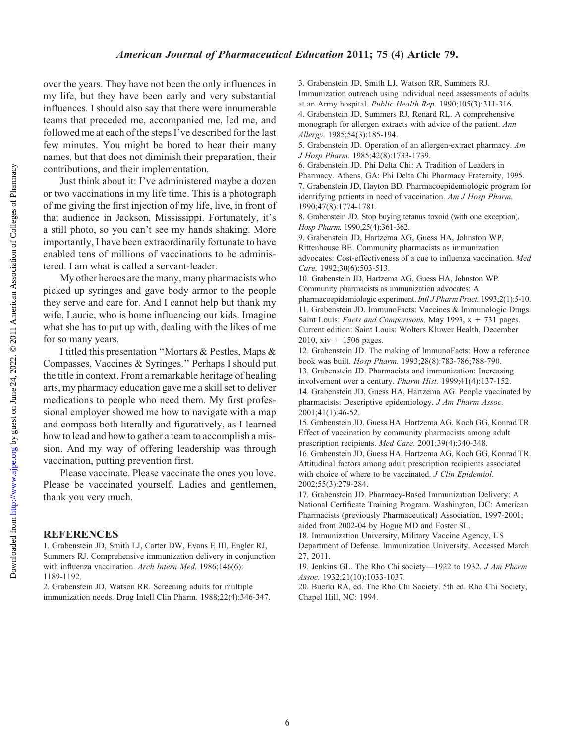over the years. They have not been the only influences in my life, but they have been early and very substantial influences. I should also say that there were innumerable teams that preceded me, accompanied me, led me, and followed me at each of the steps I've described for the last few minutes. You might be bored to hear their many names, but that does not diminish their preparation, their contributions, and their implementation.

Just think about it: I've administered maybe a dozen or two vaccinations in my life time. This is a photograph of me giving the first injection of my life, live, in front of that audience in Jackson, Mississippi. Fortunately, it's a still photo, so you can't see my hands shaking. More importantly, I have been extraordinarily fortunate to have enabled tens of millions of vaccinations to be administered. I am what is called a servant-leader.

My other heroes are the many, many pharmacists who picked up syringes and gave body armor to the people they serve and care for. And I cannot help but thank my wife, Laurie, who is home influencing our kids. Imagine what she has to put up with, dealing with the likes of me for so many years.

I titled this presentation "Mortars & Pestles, Maps & Compasses, Vaccines & Syringes." Perhaps I should put the title in context. From a remarkable heritage of healing arts, my pharmacy education gave me a skill set to deliver medications to people who need them. My first professional employer showed me how to navigate with a map and compass both literally and figuratively, as I learned how to lead and how to gather a team to accomplish a mission. And my way of offering leadership was through vaccination, putting prevention first.

Please vaccinate. Please vaccinate the ones you love. Please be vaccinated yourself. Ladies and gentlemen, thank you very much.

## REFERENCES

1. Grabenstein JD, Smith LJ, Carter DW, Evans E III, Engler RJ, Summers RJ. Comprehensive immunization delivery in conjunction with influenza vaccination. *Arch Intern Med.* 1986;146(6): 1189-1192.
2. Grabenstein JD, Watson RR. Screening adults for multiple immunization needs. Drug Intell Clin Pharm. 1988;22(4):346-347.
3. Grabenstein JD, Smith LJ, Watson RR, Summers RJ. Immunization outreach using individual need assessments of adults at an Army hospital. *Public Health Rep.* 1990;105(3):311-316.
4. Grabenstein JD, Summers RJ, Renard RL. A comprehensive monograph for allergen extracts with advice of the patient. *Ann Allergy.* 1985;54(3):185-194.
5. Grabenstein JD. Operation of an allergen-extract pharmacy. *Am J Hosp Pharm.* 1985;42(8):1733-1739.
6. Grabenstein JD. Phi Delta Chi: A Tradition of Leaders in Pharmacy. Athens, GA: Phi Delta Chi Pharmacy Fraternity, 1995.
7. Grabenstein JD, Hayton BD. Pharmacoepidemiologic program for identifying patients in need of vaccination. *Am J Hosp Pharm.* 1990;47(8):1774-1781.
8. Grabenstein JD. Stop buying tetanus toxoid (with one exception). *Hosp Pharm.* 1990;25(4):361-362.
9. Grabenstein JD, Hartzema AG, Guess HA, Johnston WP, Rittenhouse BE. Community pharmacists as immunization advocates: Cost-effectiveness of a cue to influenza vaccination. *Med Care.* 1992;30(6):503-513.
10. Grabenstein JD, Hartzema AG, Guess HA, Johnston WP. Community pharmacists as immunization advocates: A pharmacoepidemiologic experiment. *Intl J Pharm Pract.* 1993;2(1):5-10.
11. Grabenstein JD. ImmunoFacts: Vaccines & Immunologic Drugs. Saint Louis: *Facts and Comparisons,* May 1993, x + 731 pages. Current edition: Saint Louis: Wolters Kluwer Health, December 2010, xiv + 1506 pages.
12. Grabenstein JD. The making of ImmunoFacts: How a reference book was built. *Hosp Pharm.* 1993;28(8):783-786;788-790.
13. Grabenstein JD. Pharmacists and immunization: Increasing involvement over a century. *Pharm Hist.* 1999;41(4):137-152.
14. Grabenstein JD, Guess HA, Hartzema AG. People vaccinated by pharmacists: Descriptive epidemiology. *J Am Pharm Assoc.* 2001;41(1):46-52.
15. Grabenstein JD, Guess HA, Hartzema AG, Koch GG, Konrad TR. Effect of vaccination by community pharmacists among adult prescription recipients. *Med Care.* 2001;39(4):340-348.
16. Grabenstein JD, Guess HA, Hartzema AG, Koch GG, Konrad TR. Attitudinal factors among adult prescription recipients associated with choice of where to be vaccinated. *J Clin Epidemiol.* 2002;55(3):279-284.
17. Grabenstein JD. Pharmacy-Based Immunization Delivery: A National Certificate Training Program. Washington, DC: American Pharmacists (previously Pharmaceutical) Association, 1997-2001; aided from 2002-04 by Hogue MD and Foster SL.
18. Immunization University, Military Vaccine Agency, US Department of Defense. Immunization University. Accessed March 27, 2011.
19. Jenkins GL. The Rho Chi society—1922 to 1932. *J Am Pharm Assoc.* 1932;21(10):1033-1037.
20. Buerki RA, ed. The Rho Chi Society. 5th ed. Rho Chi Society, Chapel Hill, NC: 1994.